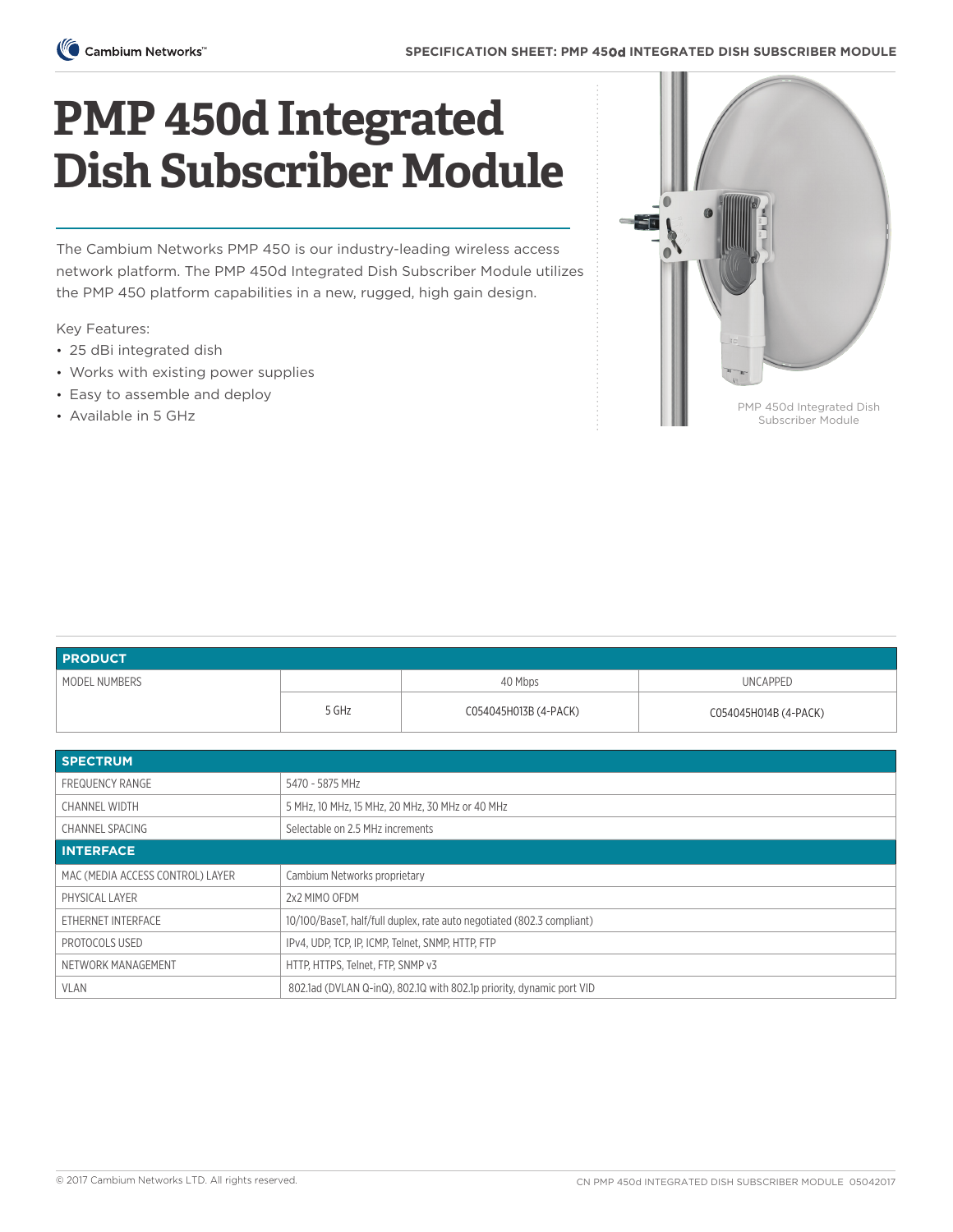# PMP 450d Integrated Dish Subscriber Module

The Cambium Networks PMP 450 is our industry-leading wireless access network platform. The PMP 450d Integrated Dish Subscriber Module utilizes the PMP 450 platform capabilities in a new, rugged, high gain design.

Key Features:

- 25 dBi integrated dish
- Works with existing power supplies
- Easy to assemble and deploy
- Available in 5 GHz

PMP 450d Integrated Dish Subscriber Module

| PRODUCT | | | |
|---|---|---|---|
| MODEL NUMBERS | | 40 Mbps | UNCAPPED |
| | 5 GHz | C054045H013B (4-PACK) | C054045H014B (4-PACK) |

| SPECTRUM | |
|---|---|
| FREQUENCY RANGE | 5470 - 5875 MHz |
| CHANNEL WIDTH | 5 MHz, 10 MHz, 15 MHz, 20 MHz, 30 MHz or 40 MHz |
| CHANNEL SPACING | Selectable on 2.5 MHz increments |
| **INTERFACE** | |
| MAC (MEDIA ACCESS CONTROL) LAYER | Cambium Networks proprietary |
| PHYSICAL LAYER | 2x2 MIMO OFDM |
| ETHERNET INTERFACE | 10/100/BaseT, half/full duplex, rate auto negotiated (802.3 compliant) |
| PROTOCOLS USED | IPv4, UDP, TCP, IP, ICMP, Telnet, SNMP, HTTP, FTP |
| NETWORK MANAGEMENT | HTTP, HTTPS, Telnet, FTP, SNMP v3 |
| VLAN | 802.1ad (DVLAN Q-inQ), 802.1Q with 802.1p priority, dynamic port VID |

© 2017 Cambium Networks LTD. All rights reserved.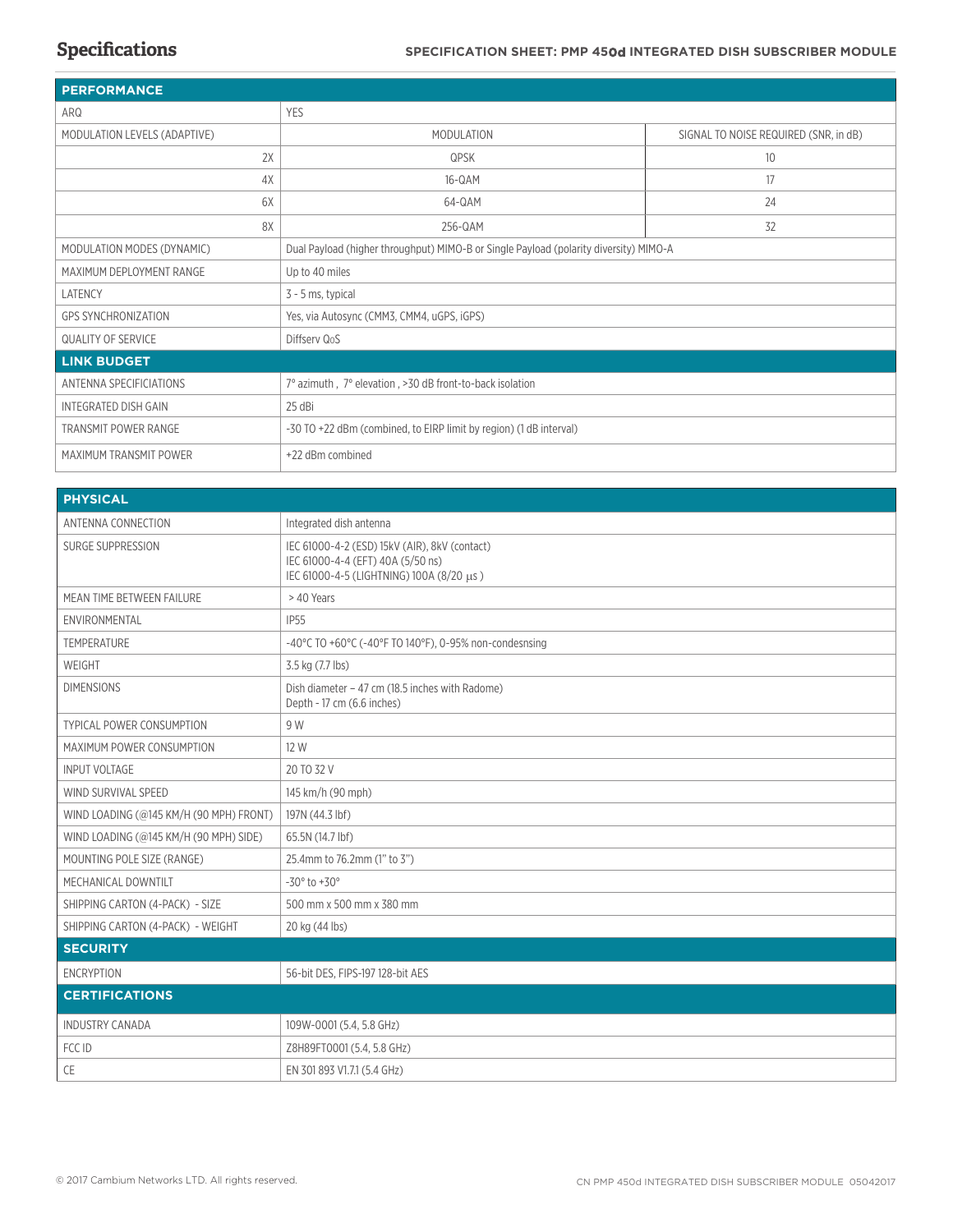# Specifications

| PERFORMANCE | | |
|---|---|---|
| ARQ | YES | |
| MODULATION LEVELS (ADAPTIVE) | MODULATION | SIGNAL TO NOISE REQUIRED (SNR, in dB) |
| 2X | QPSK | 10 |
| 4X | 16-QAM | 17 |
| 6X | 64-QAM | 24 |
| 8X | 256-QAM | 32 |
| MODULATION MODES (DYNAMIC) | Dual Payload (higher throughput) MIMO-B or Single Payload (polarity diversity) MIMO-A | |
| MAXIMUM DEPLOYMENT RANGE | Up to 40 miles | |
| LATENCY | 3 - 5 ms, typical | |
| GPS SYNCHRONIZATION | Yes, via Autosync (CMM3, CMM4, uGPS, iGPS) | |
| QUALITY OF SERVICE | Diffserv QoS | |
| **LINK BUDGET** | | |
| ANTENNA SPECIFICATIONS | 7° azimuth , 7° elevation , >30 dB front-to-back isolation | |
| INTEGRATED DISH GAIN | 25 dBi | |
| TRANSMIT POWER RANGE | -30 TO +22 dBm (combined, to EIRP limit by region) (1 dB interval) | |
| MAXIMUM TRANSMIT POWER | +22 dBm combined | |

| PHYSICAL | |
|---|---|
| ANTENNA CONNECTION | Integrated dish antenna |
| SURGE SUPPRESSION | IEC 61000-4-2 (ESD) 15kV (AIR), 8kV (contact)<br>IEC 61000-4-4 (EFT) 40A (5/50 ns)<br>IEC 61000-4-5 (LIGHTNING) 100A (8/20 µs ) |
| MEAN TIME BETWEEN FAILURE | > 40 Years |
| ENVIRONMENTAL | IP55 |
| TEMPERATURE | -40°C TO +60°C (-40°F TO 140°F), 0-95% non-condesnsing |
| WEIGHT | 3.5 kg (7.7 lbs) |
| DIMENSIONS | Dish diameter – 47 cm (18.5 inches with Radome)<br>Depth - 17 cm (6.6 inches) |
| TYPICAL POWER CONSUMPTION | 9 W |
| MAXIMUM POWER CONSUMPTION | 12 W |
| INPUT VOLTAGE | 20 TO 32 V |
| WIND SURVIVAL SPEED | 145 km/h (90 mph) |
| WIND LOADING (@145 KM/H (90 MPH) FRONT) | 197N (44.3 lbf) |
| WIND LOADING (@145 KM/H (90 MPH) SIDE) | 65.5N (14.7 lbf) |
| MOUNTING POLE SIZE (RANGE) | 25.4mm to 76.2mm (1" to 3") |
| MECHANICAL DOWNTILT | -30° to +30° |
| SHIPPING CARTON (4-PACK) - SIZE | 500 mm x 500 mm x 380 mm |
| SHIPPING CARTON (4-PACK) - WEIGHT | 20 kg (44 lbs) |
| **SECURITY** | |
| ENCRYPTION | 56-bit DES, FIPS-197 128-bit AES |
| **CERTIFICATIONS** | |
| INDUSTRY CANADA | 109W-0001 (5.4, 5.8 GHz) |
| FCC ID | Z8H89FT0001 (5.4, 5.8 GHz) |
| CE | EN 301 893 V1.7.1 (5.4 GHz) |

© 2017 Cambium Networks LTD. All rights reserved.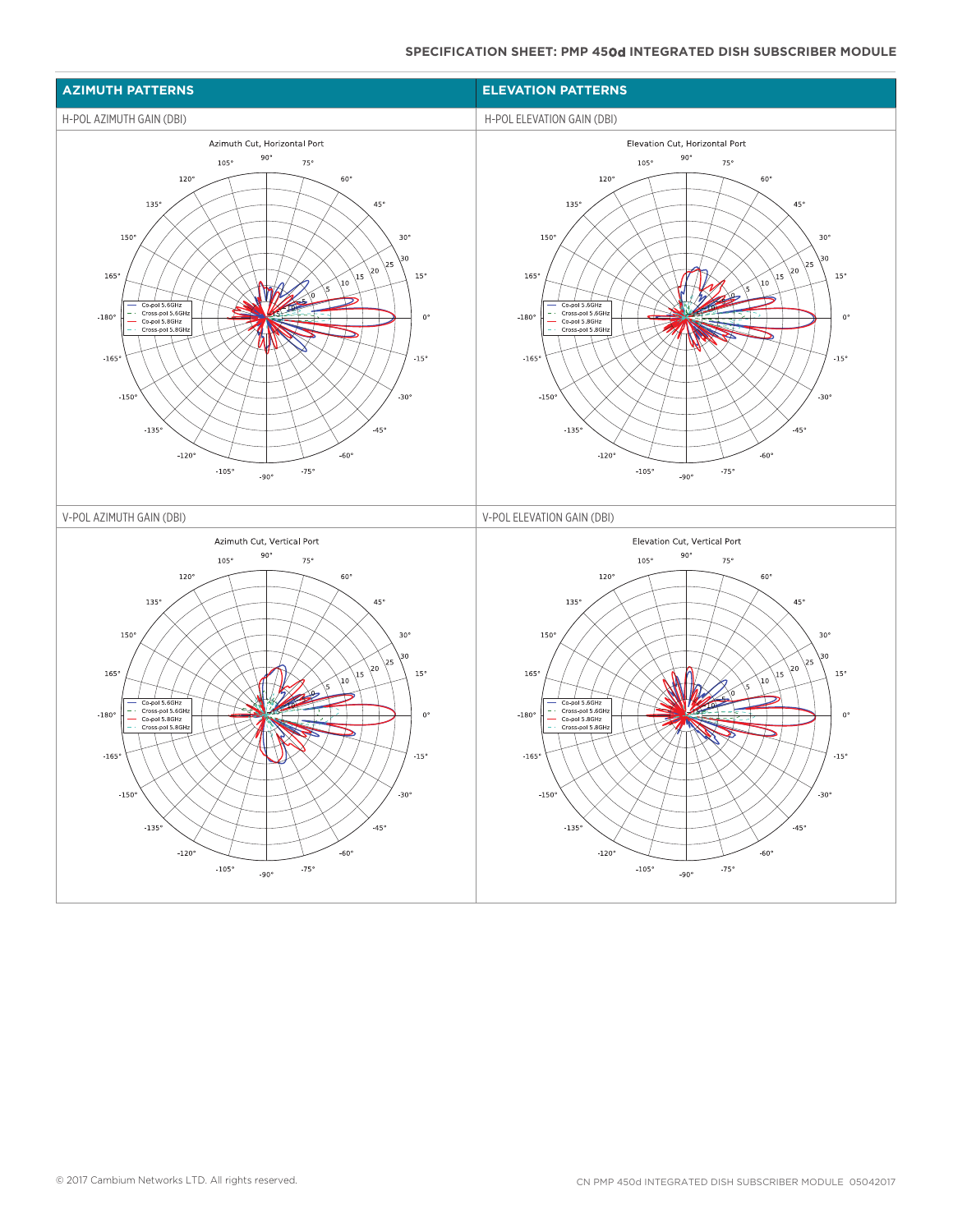## AZIMUTH PATTERNS

### H-POL AZIMUTH GAIN (DBI)

Azimuth Cut, Horizontal Port

90° 75° 60° 45° 30° 15° 0° -15° -30° -45° -60° -75° -90° -105° -120° -135° -150° -165° -180° 165° 150° 135° 120° 105°

0 5 10 15 20 25 30

Co-pol 5.6GHz
Cross-pol 5.6GHz
Co-pol 5.8GHz
Cross-pol 5.8GHz

### V-POL AZIMUTH GAIN (DBI)

Azimuth Cut, Vertical Port

90° 75° 60° 45° 30° 15° 0° -15° -30° -45° -60° -75° -90° -105° -120° -135° -150° -165° -180° 165° 150° 135° 120° 105°

0 5 10 15 20 25 30

Co-pol 5.6GHz
Cross-pol 5.6GHz
Co-pol 5.8GHz
Cross-pol 5.8GHz

## ELEVATION PATTERNS

### H-POL ELEVATION GAIN (DBI)

Elevation Cut, Horizontal Port

90° 75° 60° 45° 30° 15° 0° -15° -30° -45° -60° -75° -90° -105° -120° -135° -150° -165° -180° 165° 150° 135° 120° 105°

0 5 10 15 20 25 30

Co-pol 5.6GHz
Cross-pol 5.6GHz
Co-pol 5.8GHz
Cross-pol 5.8GHz

### V-POL ELEVATION GAIN (DBI)

Elevation Cut, Vertical Port

90° 75° 60° 45° 30° 15° 0° -15° -30° -45° -60° -75° -90° -105° -120° -135° -150° -165° -180° 165° 150° 135° 120° 105°

0 5 10 15 20 25 30

Co-pol 5.6GHz
Cross-pol 5.6GHz
Co-pol 5.8GHz
Cross-pol 5.8GHz

© 2017 Cambium Networks LTD. All rights reserved.

CN PMP 450d INTEGRATED DISH SUBSCRIBER MODULE 05042017